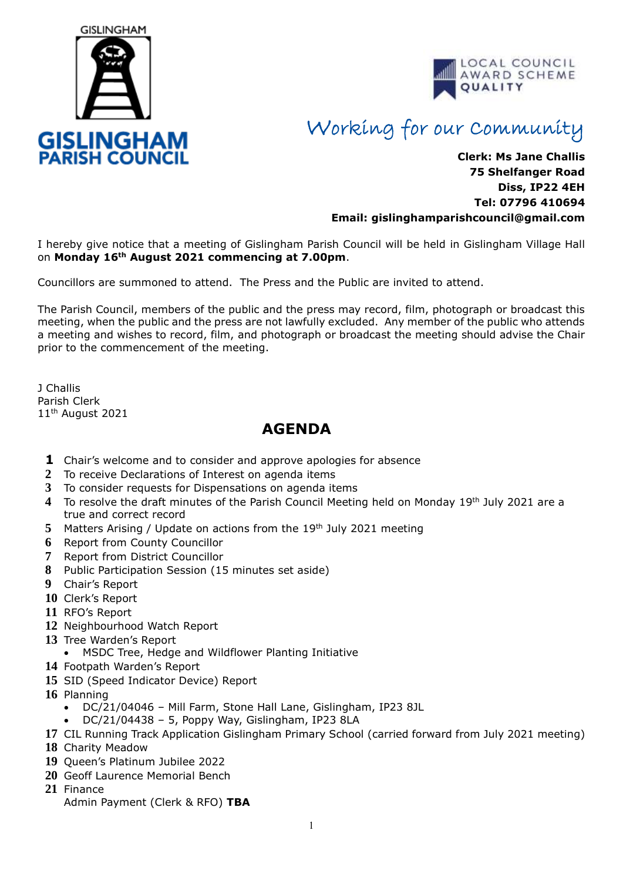GISLINGHAM

**GISLINGHAM PARISH COUNCIL**

LOCAL COUNCIL AWARD SCHEME QUALITY

*Working for our Community*

**Clerk: Ms Jane Challis**
**75 Shelfanger Road**
**Diss, IP22 4EH**
**Tel: 07796 410694**
**Email: gislinghamparishcouncil@gmail.com**

I hereby give notice that a meeting of Gislingham Parish Council will be held in Gislingham Village Hall on **Monday 16th August 2021 commencing at 7.00pm**.

Councillors are summoned to attend. The Press and the Public are invited to attend.

The Parish Council, members of the public and the press may record, film, photograph or broadcast this meeting, when the public and the press are not lawfully excluded. Any member of the public who attends a meeting and wishes to record, film, and photograph or broadcast the meeting should advise the Chair prior to the commencement of the meeting.

J Challis
Parish Clerk
11th August 2021

## AGENDA

1. Chair's welcome and to consider and approve apologies for absence
2. To receive Declarations of Interest on agenda items
3. To consider requests for Dispensations on agenda items
4. To resolve the draft minutes of the Parish Council Meeting held on Monday 19th July 2021 are a true and correct record
5. Matters Arising / Update on actions from the 19th July 2021 meeting
6. Report from County Councillor
7. Report from District Councillor
8. Public Participation Session (15 minutes set aside)
9. Chair's Report
10. Clerk's Report
11. RFO's Report
12. Neighbourhood Watch Report
13. Tree Warden's Report
    - MSDC Tree, Hedge and Wildflower Planting Initiative
14. Footpath Warden's Report
15. SID (Speed Indicator Device) Report
16. Planning
    - DC/21/04046 – Mill Farm, Stone Hall Lane, Gislingham, IP23 8JL
    - DC/21/04438 – 5, Poppy Way, Gislingham, IP23 8LA
17. CIL Running Track Application Gislingham Primary School (carried forward from July 2021 meeting)
18. Charity Meadow
19. Queen's Platinum Jubilee 2022
20. Geoff Laurence Memorial Bench
21. Finance
    Admin Payment (Clerk & RFO) **TBA**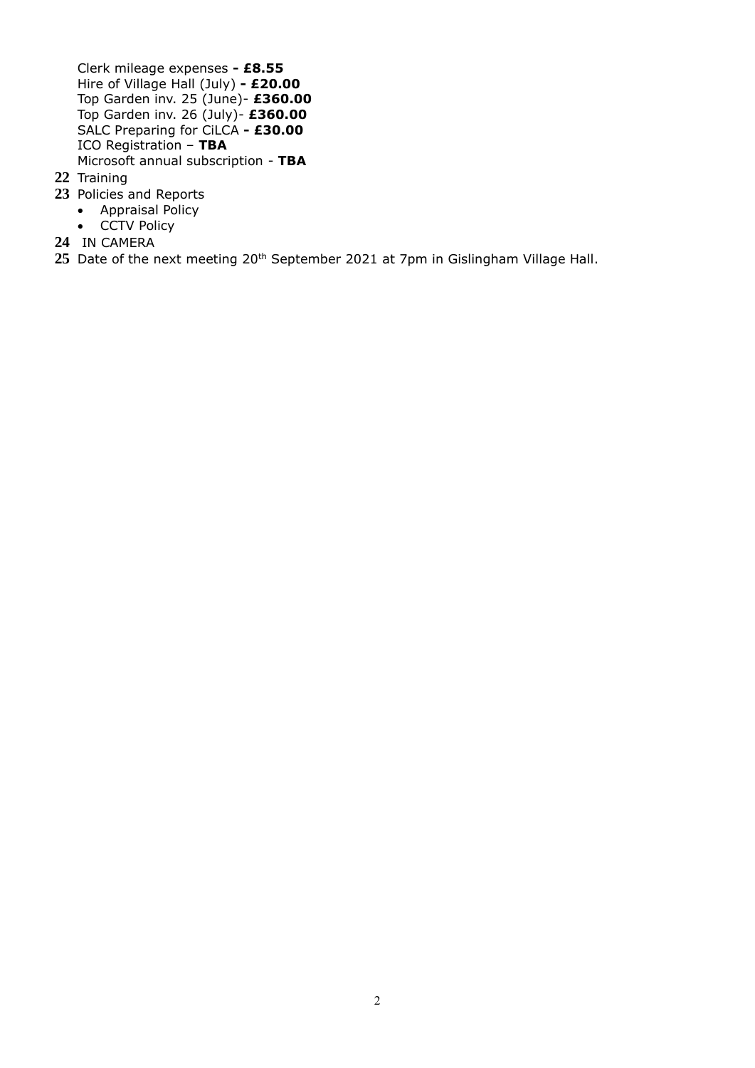Clerk mileage expenses **- £8.55**
Hire of Village Hall (July) **- £20.00**
Top Garden inv. 25 (June)- **£360.00**
Top Garden inv. 26 (July)- **£360.00**
SALC Preparing for CiLCA **- £30.00**
ICO Registration – **TBA**
Microsoft annual subscription - **TBA**

**22** Training

**23** Policies and Reports

- Appraisal Policy
- CCTV Policy

**24** IN CAMERA

**25** Date of the next meeting 20th September 2021 at 7pm in Gislingham Village Hall.